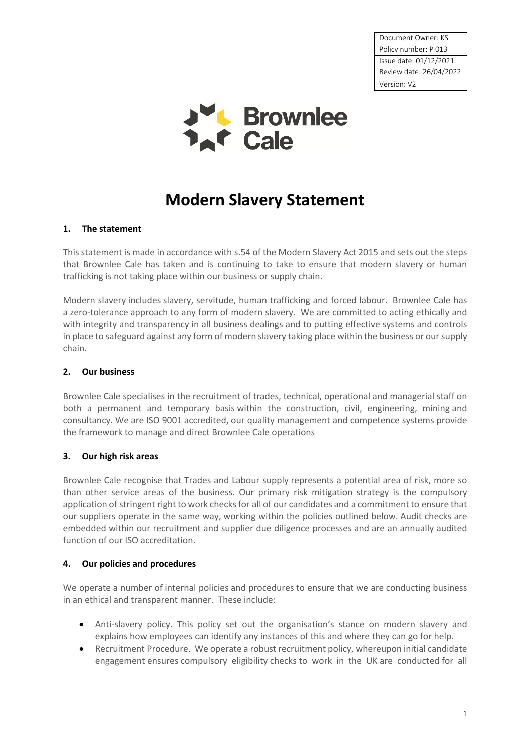| Document Owner: KS |
| --- |
| Policy number: P 013 |
| Issue date: 01/12/2021 |
| Review date: 26/04/2022 |
| Version: V2 |

Brownlee Cale

# Modern Slavery Statement

## 1. The statement

This statement is made in accordance with s.54 of the Modern Slavery Act 2015 and sets out the steps that Brownlee Cale has taken and is continuing to take to ensure that modern slavery or human trafficking is not taking place within our business or supply chain.

Modern slavery includes slavery, servitude, human trafficking and forced labour. Brownlee Cale has a zero-tolerance approach to any form of modern slavery. We are committed to acting ethically and with integrity and transparency in all business dealings and to putting effective systems and controls in place to safeguard against any form of modern slavery taking place within the business or our supply chain.

## 2. Our business

Brownlee Cale specialises in the recruitment of trades, technical, operational and managerial staff on both a permanent and temporary basis within the construction, civil, engineering, mining and consultancy. We are ISO 9001 accredited, our quality management and competence systems provide the framework to manage and direct Brownlee Cale operations

## 3. Our high risk areas

Brownlee Cale recognise that Trades and Labour supply represents a potential area of risk, more so than other service areas of the business. Our primary risk mitigation strategy is the compulsory application of stringent right to work checks for all of our candidates and a commitment to ensure that our suppliers operate in the same way, working within the policies outlined below. Audit checks are embedded within our recruitment and supplier due diligence processes and are an annually audited function of our ISO accreditation.

## 4. Our policies and procedures

We operate a number of internal policies and procedures to ensure that we are conducting business in an ethical and transparent manner. These include:

- Anti-slavery policy. This policy set out the organisation's stance on modern slavery and explains how employees can identify any instances of this and where they can go for help.
- Recruitment Procedure. We operate a robust recruitment policy, whereupon initial candidate engagement ensures compulsory eligibility checks to work in the UK are conducted for all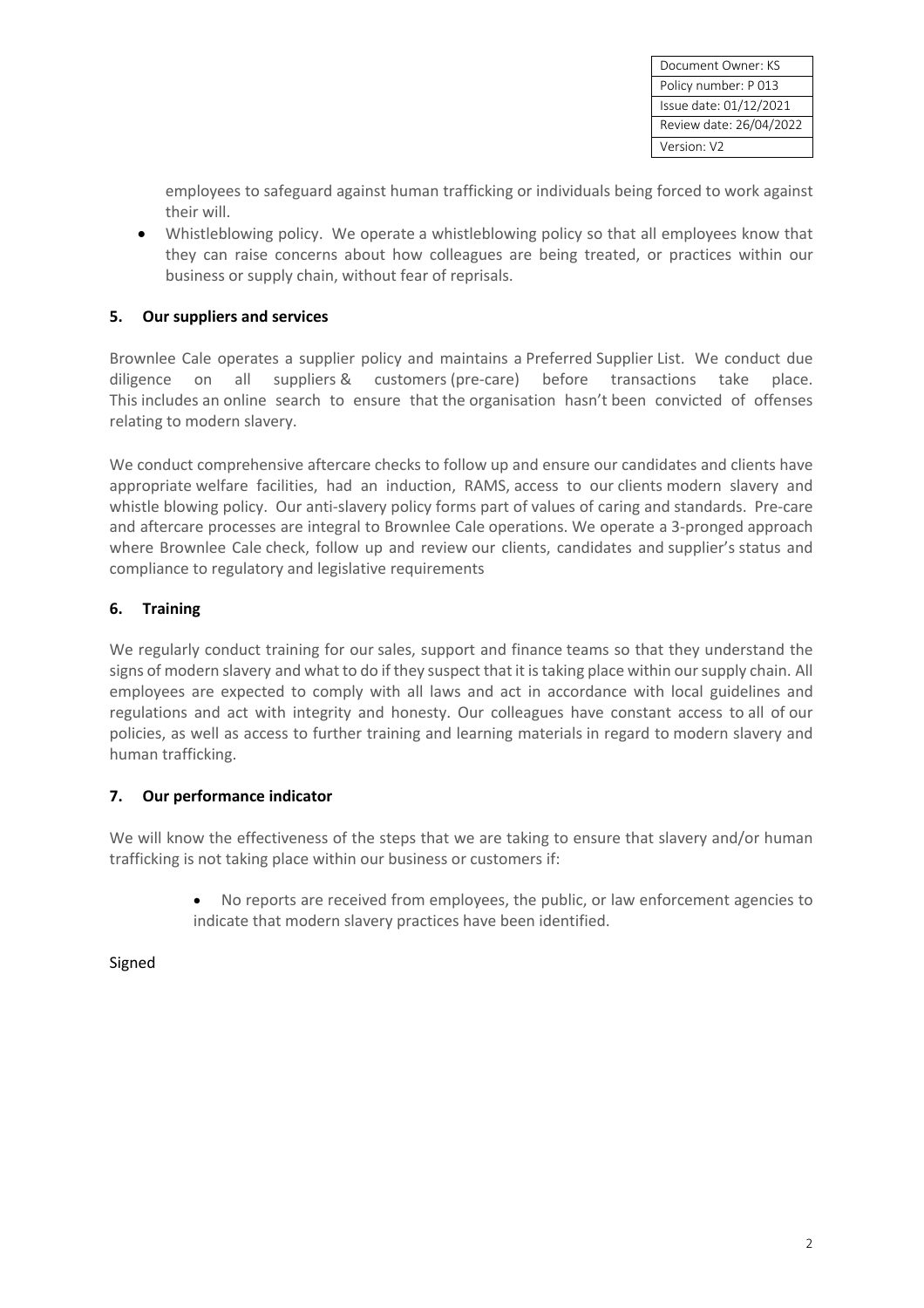| | |
|---|---|
| Document Owner: KS | |
| Policy number: P 013 | |
| Issue date: 01/12/2021 | |
| Review date: 26/04/2022 | |
| Version: V2 | |

employees to safeguard against human trafficking or individuals being forced to work against their will.

- Whistleblowing policy. We operate a whistleblowing policy so that all employees know that they can raise concerns about how colleagues are being treated, or practices within our business or supply chain, without fear of reprisals.

## 5. Our suppliers and services

Brownlee Cale operates a supplier policy and maintains a Preferred Supplier List. We conduct due diligence on all suppliers & customers (pre-care) before transactions take place. This includes an online search to ensure that the organisation hasn't been convicted of offenses relating to modern slavery.

We conduct comprehensive aftercare checks to follow up and ensure our candidates and clients have appropriate welfare facilities, had an induction, RAMS, access to our clients modern slavery and whistle blowing policy. Our anti-slavery policy forms part of values of caring and standards. Pre-care and aftercare processes are integral to Brownlee Cale operations. We operate a 3-pronged approach where Brownlee Cale check, follow up and review our clients, candidates and supplier's status and compliance to regulatory and legislative requirements

## 6. Training

We regularly conduct training for our sales, support and finance teams so that they understand the signs of modern slavery and what to do if they suspect that it is taking place within our supply chain. All employees are expected to comply with all laws and act in accordance with local guidelines and regulations and act with integrity and honesty. Our colleagues have constant access to all of our policies, as well as access to further training and learning materials in regard to modern slavery and human trafficking.

## 7. Our performance indicator

We will know the effectiveness of the steps that we are taking to ensure that slavery and/or human trafficking is not taking place within our business or customers if:

- No reports are received from employees, the public, or law enforcement agencies to indicate that modern slavery practices have been identified.

Signed